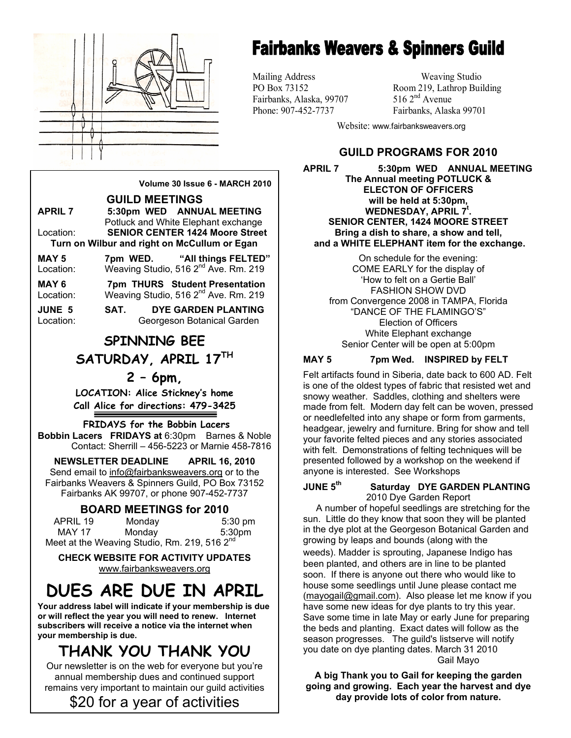# Fairbanks Weavers & Spinners Guild

Mailing Address
PO Box 73152
Fairbanks, Alaska, 99707
Phone: 907-452-7737

Weaving Studio
Room 219, Lathrop Building
516 2nd Avenue
Fairbanks, Alaska 99701

Website: www.fairbanksweavers.org

**Volume 30 Issue 6 - MARCH 2010**

## GUILD MEETINGS

**APRIL 7** **5:30pm WED ANNUAL MEETING**
Potluck and White Elephant exchange
Location: **SENIOR CENTER 1424 Moore Street**
**Turn on Wilbur and right on McCullum or Egan**

**MAY 5** **7pm WED. "All things FELTED"**
Location: Weaving Studio, 516 2nd Ave. Rm. 219

**MAY 6** **7pm THURS Student Presentation**
Location: Weaving Studio, 516 2nd Ave. Rm. 219

**JUNE 5** **SAT. DYE GARDEN PLANTING**
Location: Georgeson Botanical Garden

## SPINNING BEE
## SATURDAY, APRIL 17TH
## 2 – 6pm,

**LOCATION: Alice Stickney's home**
**Call Alice for directions: 479-3425**

**FRIDAYS for the Bobbin Lacers**
**Bobbin Lacers FRIDAYS at** 6:30pm Barnes & Noble
Contact: Sherrill – 456-5223 or Marnie 458-7816

**NEWSLETTER DEADLINE APRIL 16, 2010**
Send email to info@fairbanksweavers.org or to the Fairbanks Weavers & Spinners Guild, PO Box 73152 Fairbanks AK 99707, or phone 907-452-7737

## BOARD MEETINGS for 2010

| APRIL 19 | Monday | 5:30 pm |
|---|---|---|
| MAY 17 | Monday | 5:30pm |

Meet at the Weaving Studio, Rm. 219, 516 2nd

**CHECK WEBSITE FOR ACTIVITY UPDATES**
www.fairbanksweavers.org

# DUES ARE DUE IN APRIL

**Your address label will indicate if your membership is due or will reflect the year you will need to renew. Internet subscribers will receive a notice via the internet when your membership is due.**

# THANK YOU THANK YOU

Our newsletter is on the web for everyone but you're annual membership dues and continued support remains very important to maintain our guild activities

$20 for a year of activities

## GUILD PROGRAMS FOR 2010

**APRIL 7 5:30pm WED ANNUAL MEETING**
**The Annual meeting POTLUCK & ELECTON OF OFFICERS will be held at 5:30pm, WEDNESDAY, APRIL 7'. SENIOR CENTER, 1424 MOORE STREET Bring a dish to share, a show and tell, and a WHITE ELEPHANT item for the exchange.**

On schedule for the evening:
COME EARLY for the display of
'How to felt on a Gertie Ball'
FASHION SHOW DVD
from Convergence 2008 in TAMPA, Florida
"DANCE OF THE FLAMINGO'S"
Election of Officers
White Elephant exchange
Senior Center will be open at 5:00pm

**MAY 5 7pm Wed. INSPIRED by FELT**

Felt artifacts found in Siberia, date back to 600 AD. Felt is one of the oldest types of fabric that resisted wet and snowy weather. Saddles, clothing and shelters were made from felt. Modern day felt can be woven, pressed or needlefelted into any shape or form from garments, headgear, jewelry and furniture. Bring for show and tell your favorite felted pieces and any stories associated with felt. Demonstrations of felting techniques will be presented followed by a workshop on the weekend if anyone is interested. See Workshops

**JUNE 5th Saturday DYE GARDEN PLANTING**
2010 Dye Garden Report

A number of hopeful seedlings are stretching for the sun. Little do they know that soon they will be planted in the dye plot at the Georgeson Botanical Garden and growing by leaps and bounds (along with the weeds). Madder is sprouting, Japanese Indigo has been planted, and others are in line to be planted soon. If there is anyone out there who would like to house some seedlings until June please contact me (mayogail@gmail.com). Also please let me know if you have some new ideas for dye plants to try this year. Save some time in late May or early June for preparing the beds and planting. Exact dates will follow as the season progresses. The guild's listserve will notify you date on dye planting dates. March 31 2010

Gail Mayo

**A big Thank you to Gail for keeping the garden going and growing. Each year the harvest and dye day provide lots of color from nature.**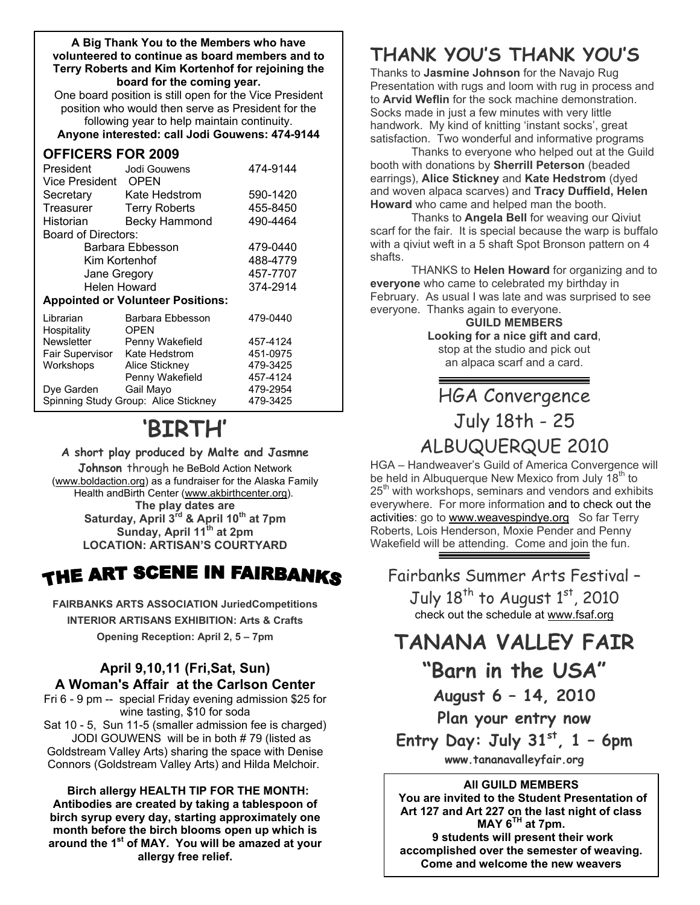**A Big Thank You to the Members who have volunteered to continue as board members and to Terry Roberts and Kim Kortenhof for rejoining the board for the coming year.**

One board position is still open for the Vice President position who would then serve as President for the following year to help maintain continuity.

**Anyone interested: call Jodi Gouwens: 474-9144**

## OFFICERS FOR 2009

| | | |
|---|---|---|
| President | Jodi Gouwens | 474-9144 |
| Vice President | OPEN | |
| Secretary | Kate Hedstrom | 590-1420 |
| Treasurer | Terry Roberts | 455-8450 |
| Historian | Becky Hammond | 490-4464 |
| Board of Directors: | | |
| | Barbara Ebbesson | 479-0440 |
| | Kim Kortenhof | 488-4779 |
| | Jane Gregory | 457-7707 |
| | Helen Howard | 374-2914 |

**Appointed or Volunteer Positions:**

| | | |
|---|---|---|
| Librarian | Barbara Ebbesson | 479-0440 |
| Hospitality | OPEN | |
| Newsletter | Penny Wakefield | 457-4124 |
| Fair Supervisor | Kate Hedstrom | 451-0975 |
| Workshops | Alice Stickney | 479-3425 |
| | Penny Wakefield | 457-4124 |
| Dye Garden | Gail Mayo | 479-2954 |
| Spinning Study Group: Alice Stickney | | 479-3425 |

# 'BIRTH'

**A short play produced by Malte and Jasmne Johnson** through he BeBold Action Network (www.boldaction.org) as a fundraiser for the Alaska Family Health andBirth Center (www.akbirthcenter.org).

**The play dates are**
**Saturday, April 3rd & April 10th at 7pm**
**Sunday, April 11th at 2pm**
**LOCATION: ARTISAN'S COURTYARD**

# THE ART SCENE IN FAIRBANKS

**FAIRBANKS ARTS ASSOCIATION JuriedCompetitions**

**INTERIOR ARTISANS EXHIBITION: Arts & Crafts**

**Opening Reception: April 2, 5 – 7pm**

### April 9,10,11 (Fri,Sat, Sun)
### A Woman's Affair at the Carlson Center

Fri 6 - 9 pm -- special Friday evening admission $25 for wine tasting, $10 for soda

Sat 10 - 5, Sun 11-5 (smaller admission fee is charged) JODI GOUWENS will be in both # 79 (listed as Goldstream Valley Arts) sharing the space with Denise Connors (Goldstream Valley Arts) and Hilda Melchoir.

**Birch allergy HEALTH TIP FOR THE MONTH: Antibodies are created by taking a tablespoon of birch syrup every day, starting approximately one month before the birch blooms open up which is around the 1st of MAY. You will be amazed at your allergy free relief.**

# THANK YOU'S THANK YOU'S

Thanks to **Jasmine Johnson** for the Navajo Rug Presentation with rugs and loom with rug in process and to **Arvid Weflin** for the sock machine demonstration. Socks made in just a few minutes with very little handwork. My kind of knitting 'instant socks', great satisfaction. Two wonderful and informative programs

Thanks to everyone who helped out at the Guild booth with donations by **Sherrill Peterson** (beaded earrings), **Alice Stickney** and **Kate Hedstrom** (dyed and woven alpaca scarves) and **Tracy Duffield, Helen Howard** who came and helped man the booth.

Thanks to **Angela Bell** for weaving our Qiviut scarf for the fair. It is special because the warp is buffalo with a qiviut weft in a 5 shaft Spot Bronson pattern on 4 shafts.

THANKS to **Helen Howard** for organizing and to **everyone** who came to celebrated my birthday in February. As usual I was late and was surprised to see everyone. Thanks again to everyone.

**GUILD MEMBERS**
**Looking for a nice gift and card**, stop at the studio and pick out an alpaca scarf and a card.

# HGA Convergence July 18th - 25 ALBUQUERQUE 2010

HGA – Handweaver's Guild of America Convergence will be held in Albuquerque New Mexico from July 18th to 25th with workshops, seminars and vendors and exhibits everywhere. For more information and to check out the activities: go to www.weavespindye.org So far Terry Roberts, Lois Henderson, Moxie Pender and Penny Wakefield will be attending. Come and join the fun.

## Fairbanks Summer Arts Festival – July 18th to August 1st, 2010

check out the schedule at www.fsaf.org

# TANANA VALLEY FAIR

## "Barn in the USA"

**August 6 – 14, 2010**

**Plan your entry now**

**Entry Day: July 31st, 1 – 6pm**

**www.tananavalleyfair.org**

**All GUILD MEMBERS**
**You are invited to the Student Presentation of Art 127 and Art 227 on the last night of class MAY 6TH at 7pm.**
**9 students will present their work accomplished over the semester of weaving. Come and welcome the new weavers**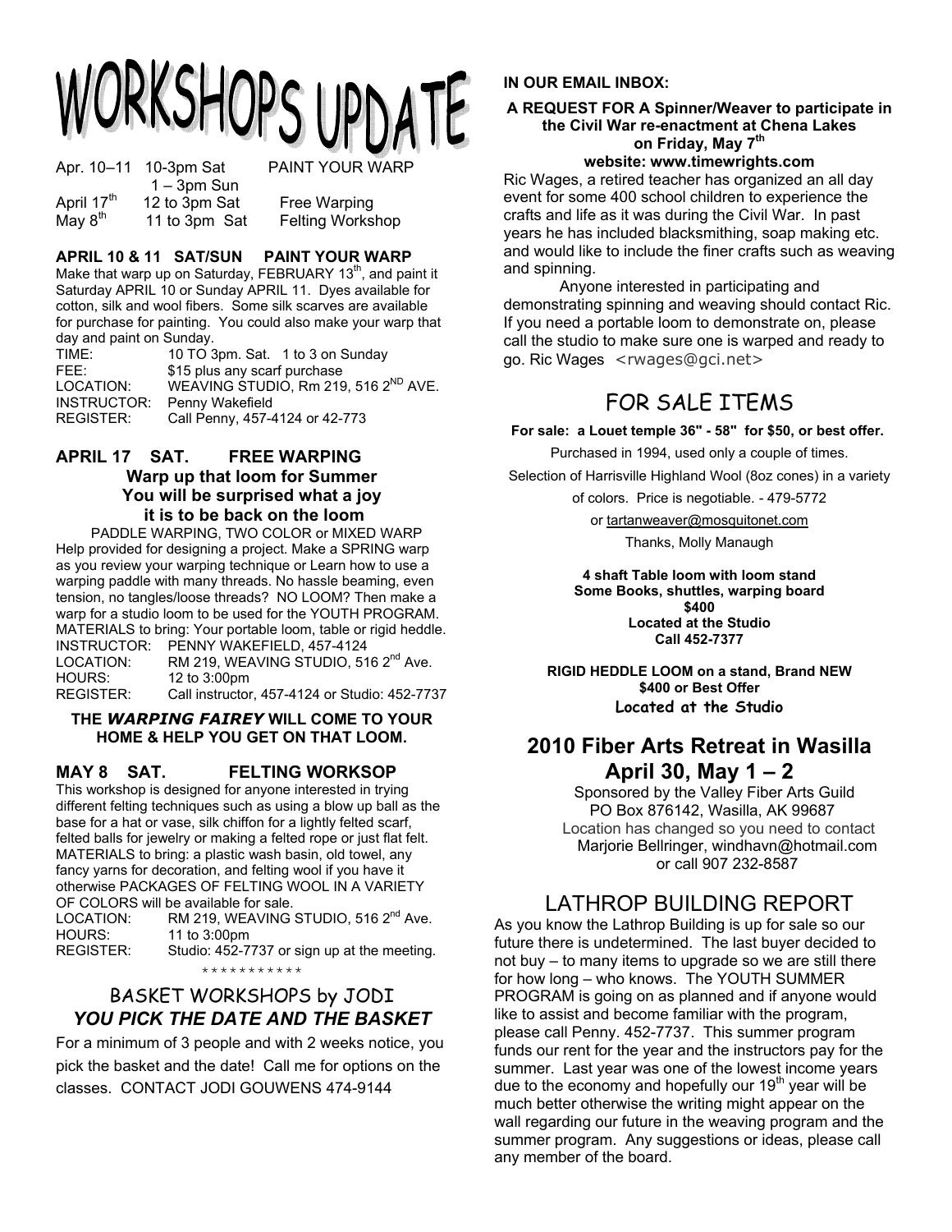# WORKSHOPS UPDATE

| | | |
|---|---|---|
| Apr. 10–11 | 10-3pm Sat<br>1 – 3pm Sun | PAINT YOUR WARP |
| April 17th | 12 to 3pm Sat | Free Warping |
| May 8th | 11 to 3pm Sat | Felting Workshop |

### APRIL 10 & 11 SAT/SUN PAINT YOUR WARP

Make that warp up on Saturday, FEBRUARY 13th, and paint it Saturday APRIL 10 or Sunday APRIL 11. Dyes available for cotton, silk and wool fibers. Some silk scarves are available for purchase for painting. You could also make your warp that day and paint on Sunday.

TIME: 10 TO 3pm. Sat. 1 to 3 on Sunday
FEE: $15 plus any scarf purchase
LOCATION: WEAVING STUDIO, Rm 219, 516 2ND AVE.
INSTRUCTOR: Penny Wakefield
REGISTER: Call Penny, 457-4124 or 42-773

### APRIL 17 SAT. FREE WARPING

**Warp up that loom for Summer**
**You will be surprised what a joy it is to be back on the loom**

PADDLE WARPING, TWO COLOR or MIXED WARP
Help provided for designing a project. Make a SPRING warp as you review your warping technique or Learn how to use a warping paddle with many threads. No hassle beaming, even tension, no tangles/loose threads? NO LOOM? Then make a warp for a studio loom to be used for the YOUTH PROGRAM.
MATERIALS to bring: Your portable loom, table or rigid heddle.
INSTRUCTOR: PENNY WAKEFIELD, 457-4124
LOCATION: RM 219, WEAVING STUDIO, 516 2nd Ave.
HOURS: 12 to 3:00pm
REGISTER: Call instructor, 457-4124 or Studio: 452-7737

**THE *WARPING FAIREY* WILL COME TO YOUR HOME & HELP YOU GET ON THAT LOOM.**

### MAY 8 SAT. FELTING WORKSOP

This workshop is designed for anyone interested in trying different felting techniques such as using a blow up ball as the base for a hat or vase, silk chiffon for a lightly felted scarf, felted balls for jewelry or making a felted rope or just flat felt.
MATERIALS to bring: a plastic wash basin, old towel, any fancy yarns for decoration, and felting wool if you have it otherwise PACKAGES OF FELTING WOOL IN A VARIETY OF COLORS will be available for sale.
LOCATION: RM 219, WEAVING STUDIO, 516 2nd Ave.
HOURS: 11 to 3:00pm
REGISTER: Studio: 452-7737 or sign up at the meeting.

* * * * * * * * * * *

## BASKET WORKSHOPS by JODI

***YOU PICK THE DATE AND THE BASKET***

For a minimum of 3 people and with 2 weeks notice, you pick the basket and the date! Call me for options on the classes. CONTACT JODI GOUWENS 474-9144

**IN OUR EMAIL INBOX:**

**A REQUEST FOR A Spinner/Weaver to participate in the Civil War re-enactment at Chena Lakes on Friday, May 7th**
**website: www.timewrights.com**

Ric Wages, a retired teacher has organized an all day event for some 400 school children to experience the crafts and life as it was during the Civil War. In past years he has included blacksmithing, soap making etc. and would like to include the finer crafts such as weaving and spinning.

Anyone interested in participating and demonstrating spinning and weaving should contact Ric. If you need a portable loom to demonstrate on, please call the studio to make sure one is warped and ready to go. Ric Wages <rwages@gci.net>

## FOR SALE ITEMS

**For sale: a Louet temple 36" - 58" for $50, or best offer.**
Purchased in 1994, used only a couple of times.
Selection of Harrisville Highland Wool (8oz cones) in a variety of colors. Price is negotiable. - 479-5772
or tartanweaver@mosquitonet.com
Thanks, Molly Manaugh

**4 shaft Table loom with loom stand**
**Some Books, shuttles, warping board**
**$400**
**Located at the Studio**
**Call 452-7377**

**RIGID HEDDLE LOOM on a stand, Brand NEW**
**$400 or Best Offer**
**Located at the Studio**

## 2010 Fiber Arts Retreat in Wasilla April 30, May 1 – 2

Sponsored by the Valley Fiber Arts Guild
PO Box 876142, Wasilla, AK 99687
Location has changed so you need to contact
Marjorie Bellringer, windhavn@hotmail.com
or call 907 232-8587

## LATHROP BUILDING REPORT

As you know the Lathrop Building is up for sale so our future there is undetermined. The last buyer decided to not buy – to many items to upgrade so we are still there for how long – who knows. The YOUTH SUMMER PROGRAM is going on as planned and if anyone would like to assist and become familiar with the program, please call Penny. 452-7737. This summer program funds our rent for the year and the instructors pay for the summer. Last year was one of the lowest income years due to the economy and hopefully our 19th year will be much better otherwise the writing might appear on the wall regarding our future in the weaving program and the summer program. Any suggestions or ideas, please call any member of the board.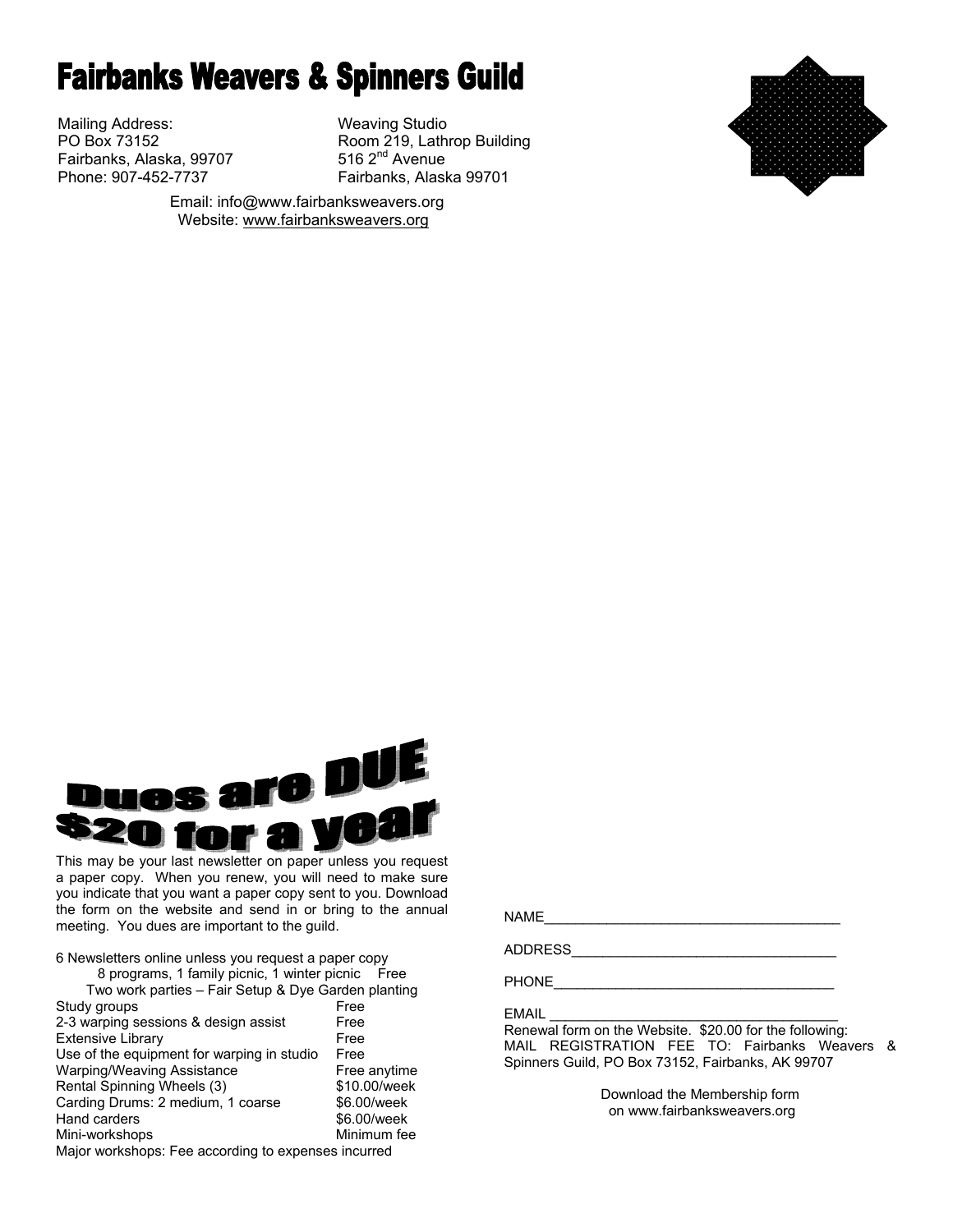# Fairbanks Weavers & Spinners Guild

Mailing Address:
PO Box 73152
Fairbanks, Alaska, 99707
Phone: 907-452-7737

Weaving Studio
Room 219, Lathrop Building
516 2nd Avenue
Fairbanks, Alaska 99701

Email: info@www.fairbanksweavers.org
Website: www.fairbanksweavers.org

## Dues are DUE
## $20 for a year

This may be your last newsletter on paper unless you request a paper copy. When you renew, you will need to make sure you indicate that you want a paper copy sent to you. Download the form on the website and send in or bring to the annual meeting. You dues are important to the guild.

6 Newsletters online unless you request a paper copy
8 programs, 1 family picnic, 1 winter picnic Free
Two work parties – Fair Setup & Dye Garden planting

| | |
|---|---|
| Study groups | Free |
| 2-3 warping sessions & design assist | Free |
| Extensive Library | Free |
| Use of the equipment for warping in studio | Free |
| Warping/Weaving Assistance | Free anytime |
| Rental Spinning Wheels (3) | $10.00/week |
| Carding Drums: 2 medium, 1 coarse | $6.00/week |
| Hand carders | $6.00/week |
| Mini-workshops | Minimum fee |

Major workshops: Fee according to expenses incurred

NAME______________________________________

ADDRESS___________________________________

PHONE_____________________________________

EMAIL _____________________________________

Renewal form on the Website. $20.00 for the following:
MAIL REGISTRATION FEE TO: Fairbanks Weavers & Spinners Guild, PO Box 73152, Fairbanks, AK 99707

Download the Membership form
on www.fairbanksweavers.org